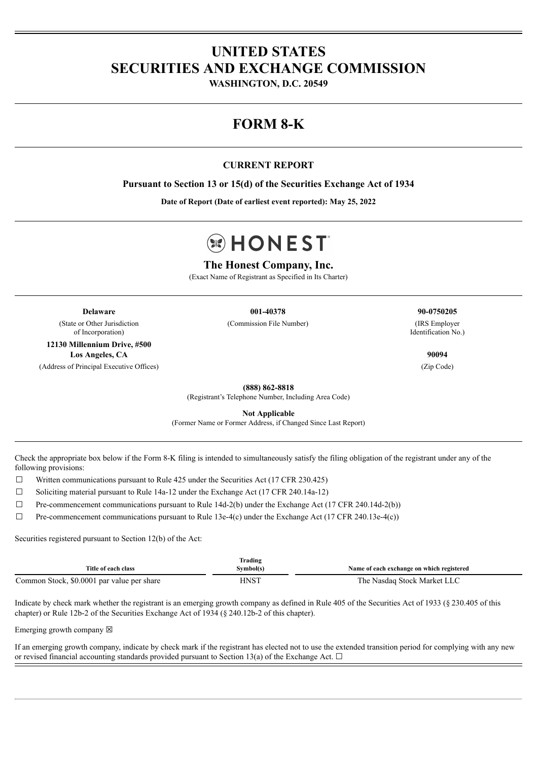# UNITED STATES
# SECURITIES AND EXCHANGE COMMISSION

**WASHINGTON, D.C. 20549**

# FORM 8-K

**CURRENT REPORT**

**Pursuant to Section 13 or 15(d) of the Securities Exchange Act of 1934**

**Date of Report (Date of earliest event reported): May 25, 2022**

HONEST

## The Honest Company, Inc.

(Exact Name of Registrant as Specified in Its Charter)

| **Delaware** | **001-40378** | **90-0750205** |
|---|---|---|
| (State or Other Jurisdiction of Incorporation) | (Commission File Number) | (IRS Employer Identification No.) |

**12130 Millennium Drive, #500**
**Los Angeles, CA** **90094**
(Address of Principal Executive Offices) (Zip Code)

**(888) 862-8818**
(Registrant's Telephone Number, Including Area Code)

**Not Applicable**
(Former Name or Former Address, if Changed Since Last Report)

Check the appropriate box below if the Form 8-K filing is intended to simultaneously satisfy the filing obligation of the registrant under any of the following provisions:

☐ Written communications pursuant to Rule 425 under the Securities Act (17 CFR 230.425)

☐ Soliciting material pursuant to Rule 14a-12 under the Exchange Act (17 CFR 240.14a-12)

☐ Pre-commencement communications pursuant to Rule 14d-2(b) under the Exchange Act (17 CFR 240.14d-2(b))

☐ Pre-commencement communications pursuant to Rule 13e-4(c) under the Exchange Act (17 CFR 240.13e-4(c))

Securities registered pursuant to Section 12(b) of the Act:

| Title of each class | Trading Symbol(s) | Name of each exchange on which registered |
|---|---|---|
| Common Stock, $0.0001 par value per share | HNST | The Nasdaq Stock Market LLC |

Indicate by check mark whether the registrant is an emerging growth company as defined in Rule 405 of the Securities Act of 1933 (§ 230.405 of this chapter) or Rule 12b-2 of the Securities Exchange Act of 1934 (§ 240.12b-2 of this chapter).

Emerging growth company ☒

If an emerging growth company, indicate by check mark if the registrant has elected not to use the extended transition period for complying with any new or revised financial accounting standards provided pursuant to Section 13(a) of the Exchange Act. ☐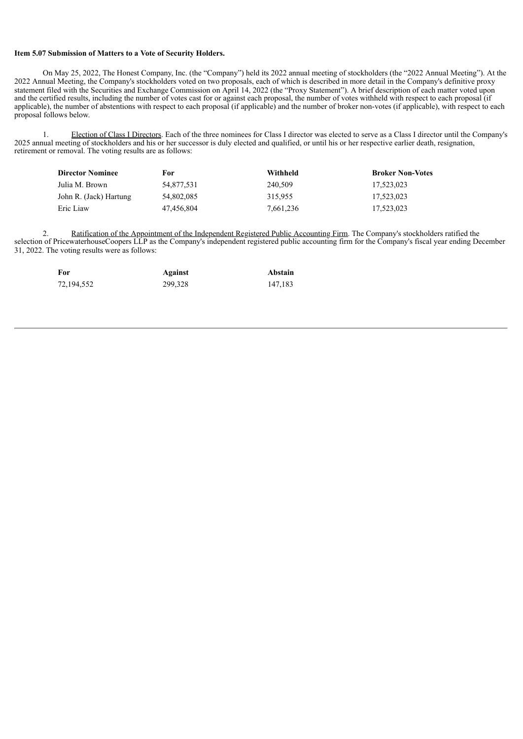**Item 5.07 Submission of Matters to a Vote of Security Holders.**

On May 25, 2022, The Honest Company, Inc. (the "Company") held its 2022 annual meeting of stockholders (the "2022 Annual Meeting"). At the 2022 Annual Meeting, the Company's stockholders voted on two proposals, each of which is described in more detail in the Company's definitive proxy statement filed with the Securities and Exchange Commission on April 14, 2022 (the "Proxy Statement"). A brief description of each matter voted upon and the certified results, including the number of votes cast for or against each proposal, the number of votes withheld with respect to each proposal (if applicable), the number of abstentions with respect to each proposal (if applicable) and the number of broker non-votes (if applicable), with respect to each proposal follows below.

1. Election of Class I Directors. Each of the three nominees for Class I director was elected to serve as a Class I director until the Company's 2025 annual meeting of stockholders and his or her successor is duly elected and qualified, or until his or her respective earlier death, resignation, retirement or removal. The voting results are as follows:

| Director Nominee | For | Withheld | Broker Non-Votes |
|---|---|---|---|
| Julia M. Brown | 54,877,531 | 240,509 | 17,523,023 |
| John R. (Jack) Hartung | 54,802,085 | 315,955 | 17,523,023 |
| Eric Liaw | 47,456,804 | 7,661,236 | 17,523,023 |

2. Ratification of the Appointment of the Independent Registered Public Accounting Firm. The Company's stockholders ratified the selection of PricewaterhouseCoopers LLP as the Company's independent registered public accounting firm for the Company's fiscal year ending December 31, 2022. The voting results were as follows:

| For | Against | Abstain |
|---|---|---|
| 72,194,552 | 299,328 | 147,183 |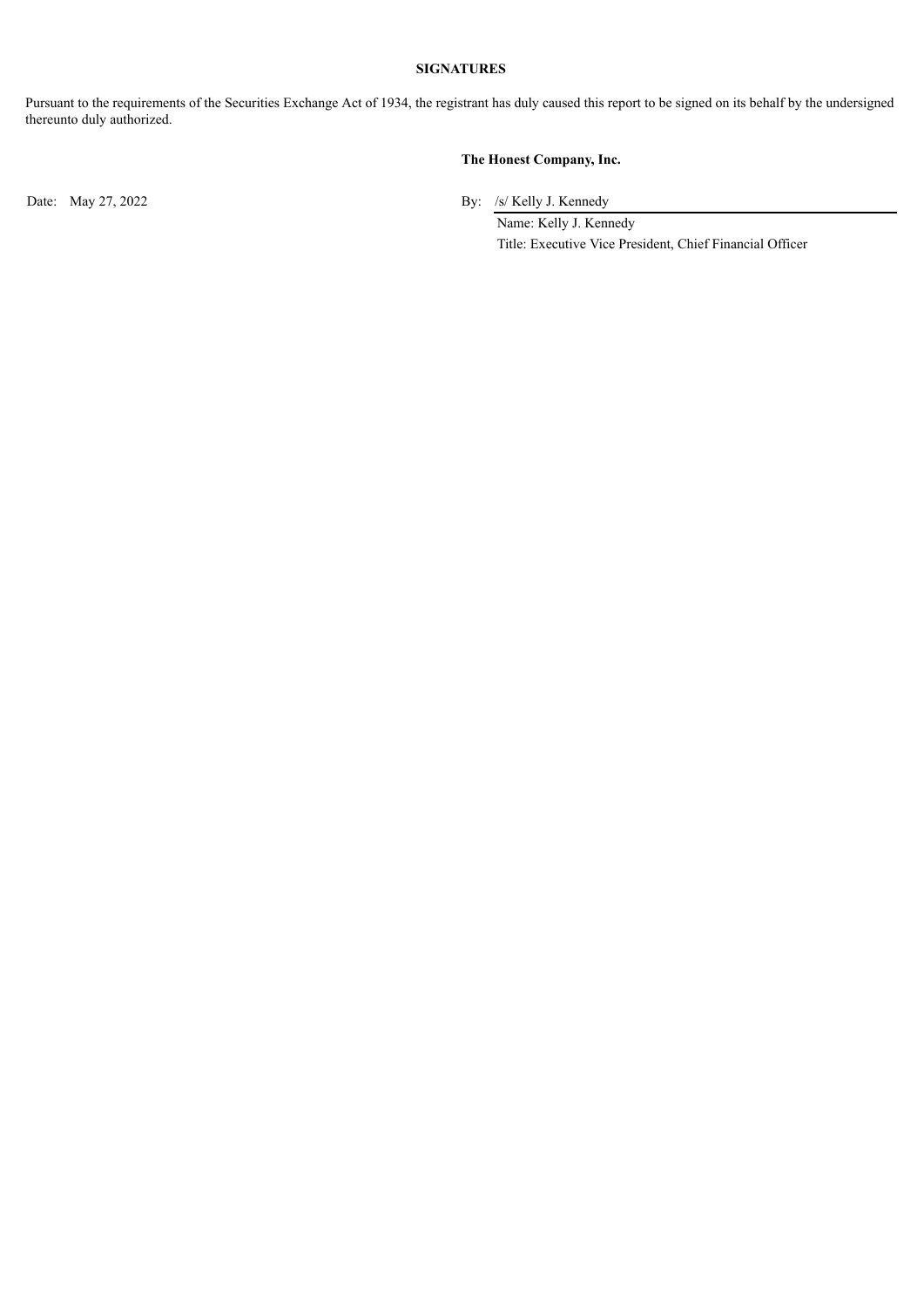**SIGNATURES**

Pursuant to the requirements of the Securities Exchange Act of 1934, the registrant has duly caused this report to be signed on its behalf by the undersigned thereunto duly authorized.

**The Honest Company, Inc.**

Date: May 27, 2022

By: /s/ Kelly J. Kennedy

Name: Kelly J. Kennedy

Title: Executive Vice President, Chief Financial Officer